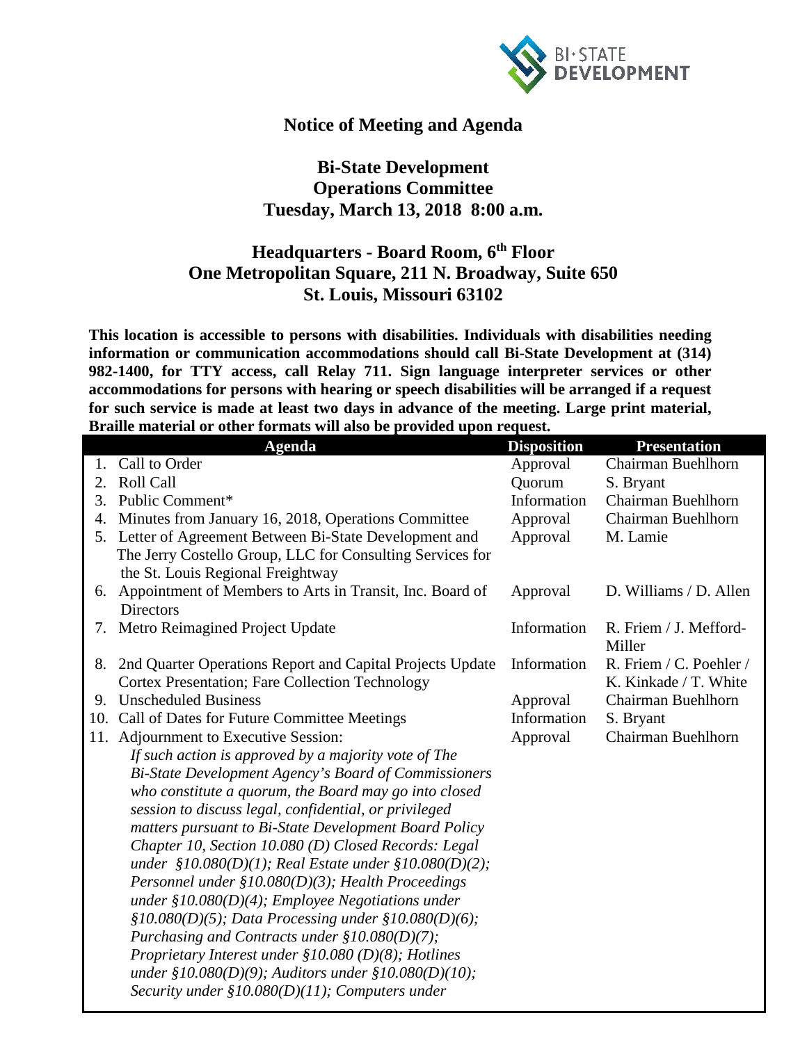# Notice of Meeting and Agenda

## Bi-State Development
## Operations Committee
## Tuesday, March 13, 2018 8:00 a.m.

## Headquarters - Board Room, 6th Floor
## One Metropolitan Square, 211 N. Broadway, Suite 650
## St. Louis, Missouri 63102

**This location is accessible to persons with disabilities. Individuals with disabilities needing information or communication accommodations should call Bi-State Development at (314) 982-1400, for TTY access, call Relay 711. Sign language interpreter services or other accommodations for persons with hearing or speech disabilities will be arranged if a request for such service is made at least two days in advance of the meeting. Large print material, Braille material or other formats will also be provided upon request.**

| | Agenda | Disposition | Presentation |
|---|---|---|---|
| 1. | Call to Order | Approval | Chairman Buehlhorn |
| 2. | Roll Call | Quorum | S. Bryant |
| 3. | Public Comment* | Information | Chairman Buehlhorn |
| 4. | Minutes from January 16, 2018, Operations Committee | Approval | Chairman Buehlhorn |
| 5. | Letter of Agreement Between Bi-State Development and The Jerry Costello Group, LLC for Consulting Services for the St. Louis Regional Freightway | Approval | M. Lamie |
| 6. | Appointment of Members to Arts in Transit, Inc. Board of Directors | Approval | D. Williams / D. Allen |
| 7. | Metro Reimagined Project Update | Information | R. Friem / J. Mefford-Miller |
| 8. | 2nd Quarter Operations Report and Capital Projects Update Cortex Presentation; Fare Collection Technology | Information | R. Friem / C. Poehler / K. Kinkade / T. White |
| 9. | Unscheduled Business | Approval | Chairman Buehlhorn |
| 10. | Call of Dates for Future Committee Meetings | Information | S. Bryant |
| 11. | Adjournment to Executive Session: *If such action is approved by a majority vote of The Bi-State Development Agency's Board of Commissioners who constitute a quorum, the Board may go into closed session to discuss legal, confidential, or privileged matters pursuant to Bi-State Development Board Policy Chapter 10, Section 10.080 (D) Closed Records: Legal under §10.080(D)(1); Real Estate under §10.080(D)(2); Personnel under §10.080(D)(3); Health Proceedings under §10.080(D)(4); Employee Negotiations under §10.080(D)(5); Data Processing under §10.080(D)(6); Purchasing and Contracts under §10.080(D)(7); Proprietary Interest under §10.080 (D)(8); Hotlines under §10.080(D)(9); Auditors under §10.080(D)(10); Security under §10.080(D)(11); Computers under* | Approval | Chairman Buehlhorn |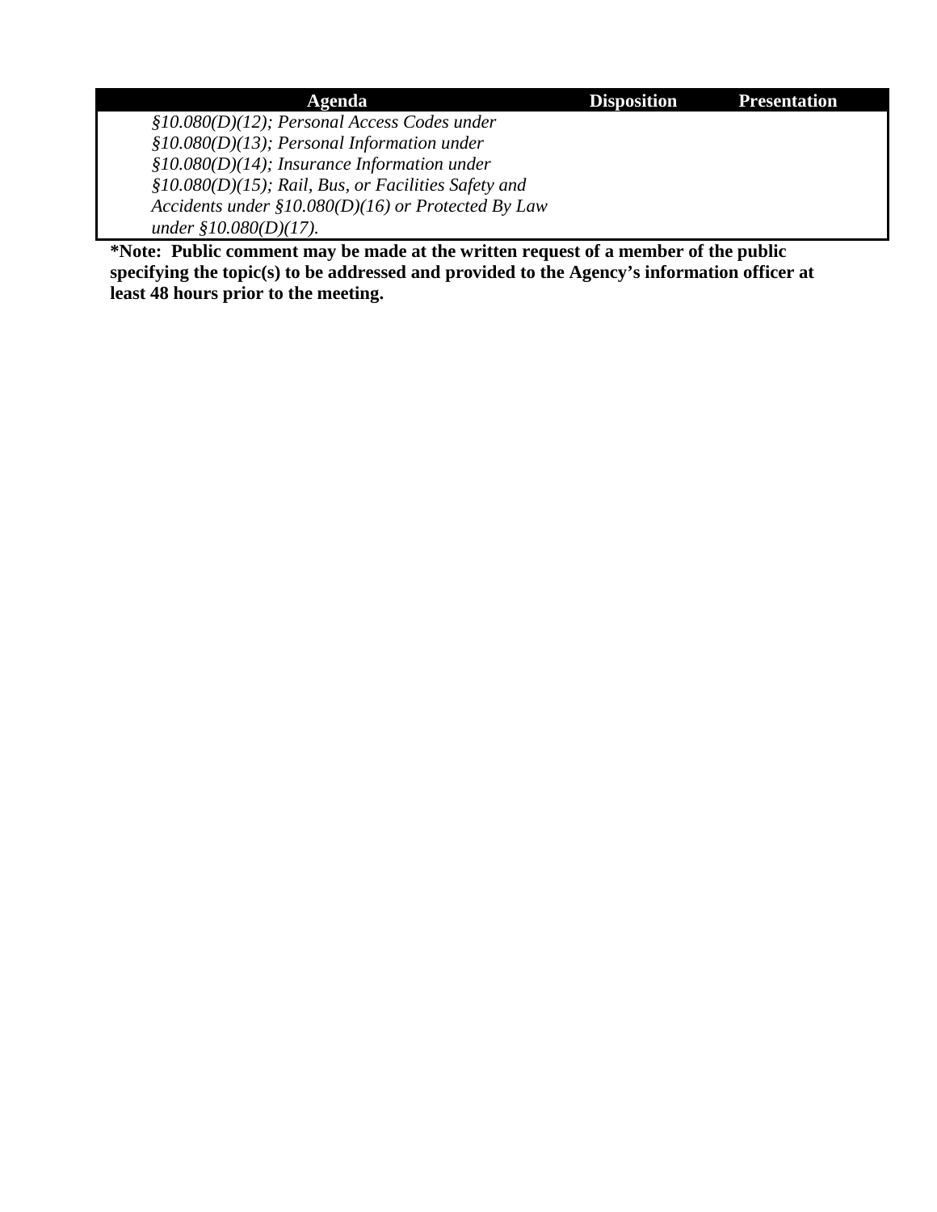| Agenda | Disposition | Presentation |
| --- | --- | --- |
| *§10.080(D)(12); Personal Access Codes under §10.080(D)(13); Personal Information under §10.080(D)(14); Insurance Information under §10.080(D)(15); Rail, Bus, or Facilities Safety and Accidents under §10.080(D)(16) or Protected By Law under §10.080(D)(17).* | | |

**\*Note: Public comment may be made at the written request of a member of the public specifying the topic(s) to be addressed and provided to the Agency's information officer at least 48 hours prior to the meeting.**